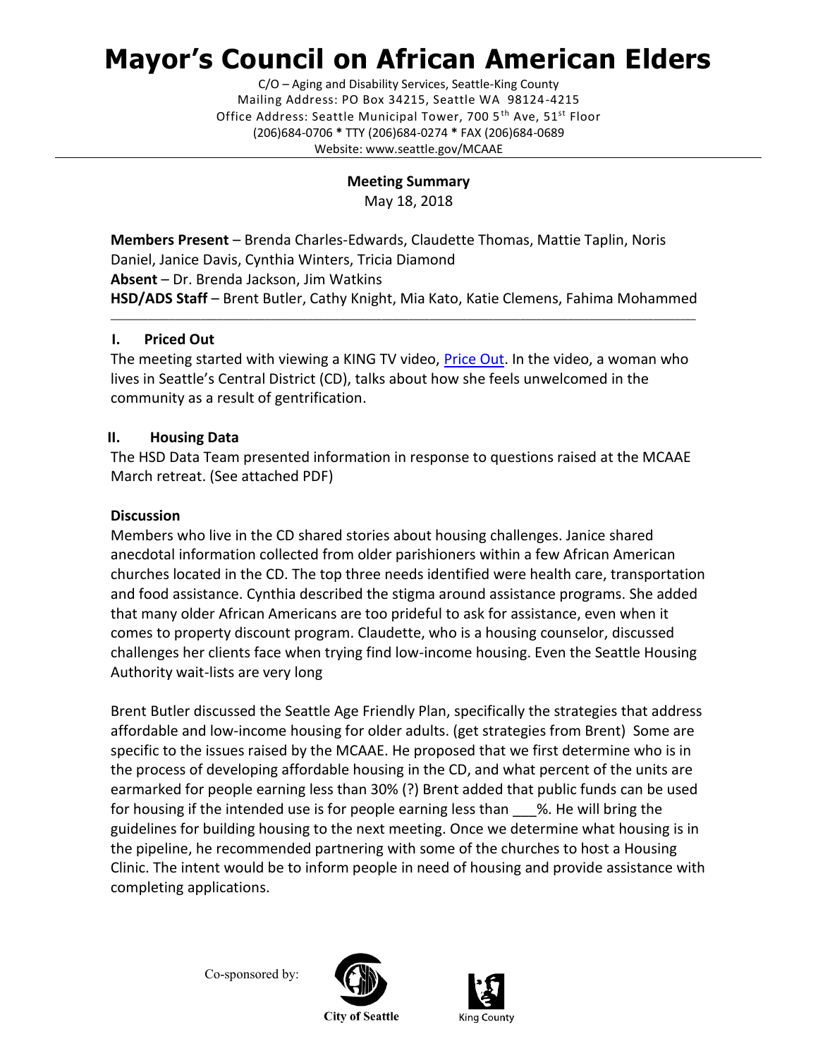# Mayor's Council on African American Elders

C/O – Aging and Disability Services, Seattle-King County
Mailing Address: PO Box 34215, Seattle WA 98124-4215
Office Address: Seattle Municipal Tower, 700 5th Ave, 51st Floor
(206)684-0706 * TTY (206)684-0274 * FAX (206)684-0689
Website: www.seattle.gov/MCAAE

**Meeting Summary**
May 18, 2018

**Members Present** – Brenda Charles-Edwards, Claudette Thomas, Mattie Taplin, Noris Daniel, Janice Davis, Cynthia Winters, Tricia Diamond
**Absent** – Dr. Brenda Jackson, Jim Watkins
**HSD/ADS Staff** – Brent Butler, Cathy Knight, Mia Kato, Katie Clemens, Fahima Mohammed

## I. Priced Out

The meeting started with viewing a KING TV video, Price Out. In the video, a woman who lives in Seattle's Central District (CD), talks about how she feels unwelcomed in the community as a result of gentrification.

## II. Housing Data

The HSD Data Team presented information in response to questions raised at the MCAAE March retreat. (See attached PDF)

### Discussion

Members who live in the CD shared stories about housing challenges. Janice shared anecdotal information collected from older parishioners within a few African American churches located in the CD. The top three needs identified were health care, transportation and food assistance. Cynthia described the stigma around assistance programs. She added that many older African Americans are too prideful to ask for assistance, even when it comes to property discount program. Claudette, who is a housing counselor, discussed challenges her clients face when trying find low-income housing. Even the Seattle Housing Authority wait-lists are very long

Brent Butler discussed the Seattle Age Friendly Plan, specifically the strategies that address affordable and low-income housing for older adults. (get strategies from Brent) Some are specific to the issues raised by the MCAAE. He proposed that we first determine who is in the process of developing affordable housing in the CD, and what percent of the units are earmarked for people earning less than 30% (?) Brent added that public funds can be used for housing if the intended use is for people earning less than ___%. He will bring the guidelines for building housing to the next meeting. Once we determine what housing is in the pipeline, he recommended partnering with some of the churches to host a Housing Clinic. The intent would be to inform people in need of housing and provide assistance with completing applications.

Co-sponsored by: City of Seattle King County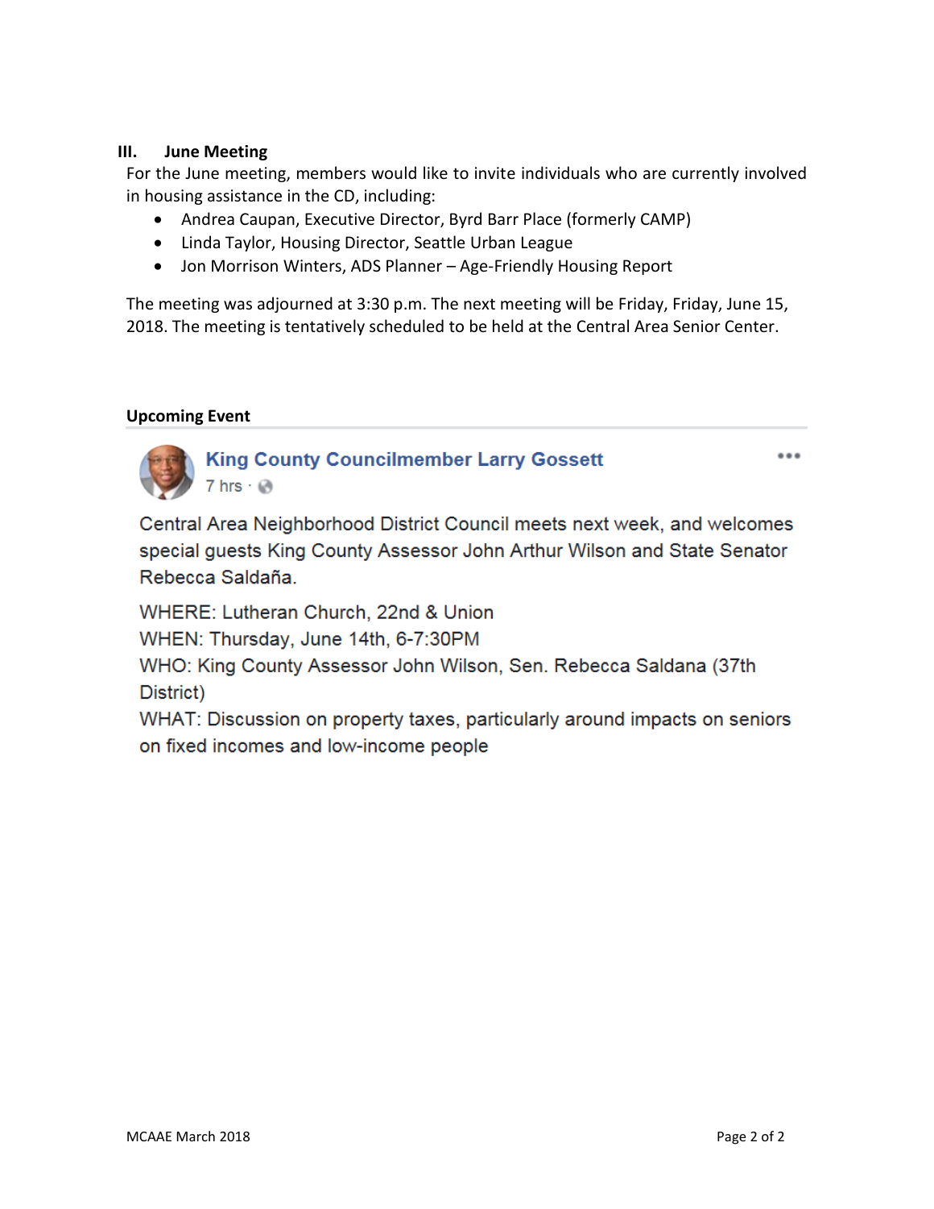### III. June Meeting

For the June meeting, members would like to invite individuals who are currently involved in housing assistance in the CD, including:

- Andrea Caupan, Executive Director, Byrd Barr Place (formerly CAMP)
- Linda Taylor, Housing Director, Seattle Urban League
- Jon Morrison Winters, ADS Planner – Age-Friendly Housing Report

The meeting was adjourned at 3:30 p.m. The next meeting will be Friday, Friday, June 15, 2018. The meeting is tentatively scheduled to be held at the Central Area Senior Center.

**Upcoming Event**

**King County Councilmember Larry Gossett**
7 hrs ·

Central Area Neighborhood District Council meets next week, and welcomes special guests King County Assessor John Arthur Wilson and State Senator Rebecca Saldaña.

WHERE: Lutheran Church, 22nd & Union
WHEN: Thursday, June 14th, 6-7:30PM
WHO: King County Assessor John Wilson, Sen. Rebecca Saldana (37th District)
WHAT: Discussion on property taxes, particularly around impacts on seniors on fixed incomes and low-income people